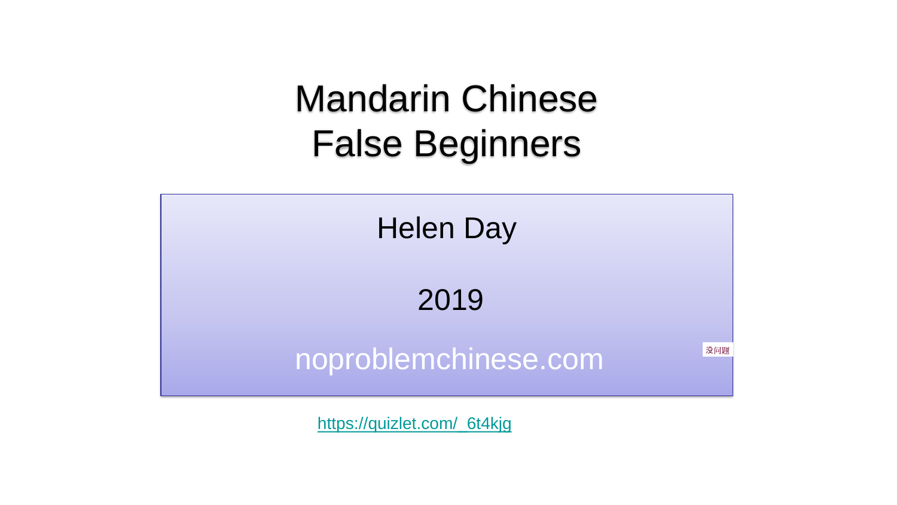# Mandarin Chinese False Beginners

Helen Day

2019

noproblemchinese.com

没问题

https://quizlet.com/_6t4kjg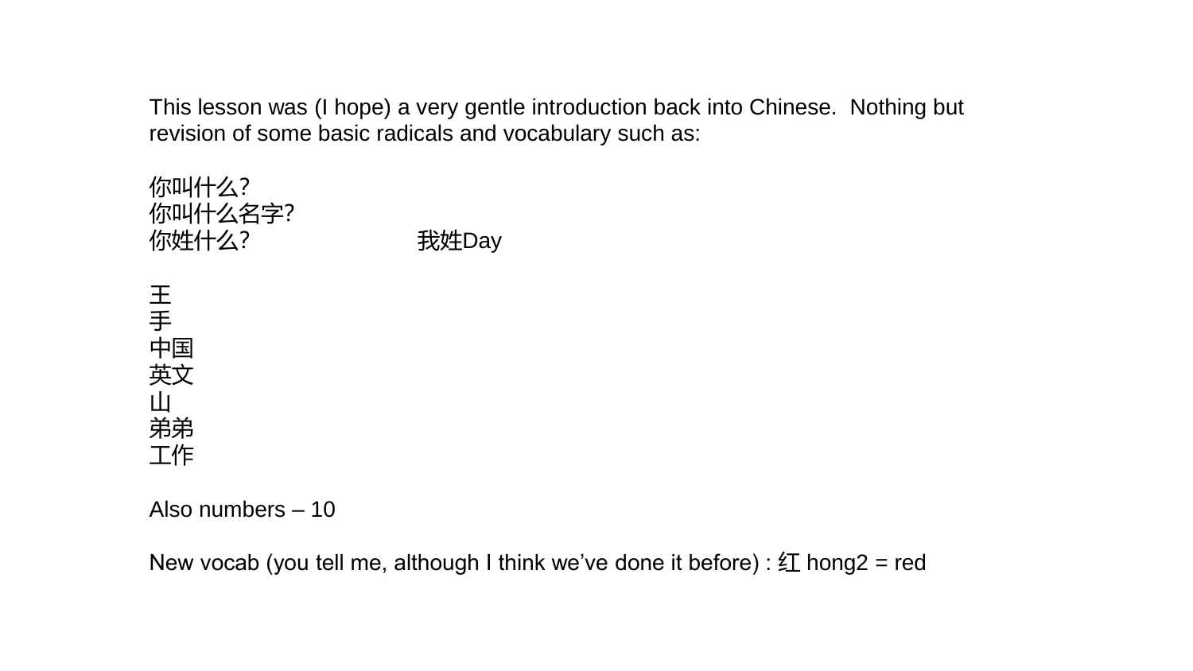This lesson was (I hope) a very gentle introduction back into Chinese.  Nothing but revision of some basic radicals and vocabulary such as:

你叫什么?
你叫什么名字?
你姓什么?                    我姓Day

王
手
中国
英文
山
弟弟
工作

Also numbers – 10

New vocab (you tell me, although I think we've done it before) : 红 hong2 = red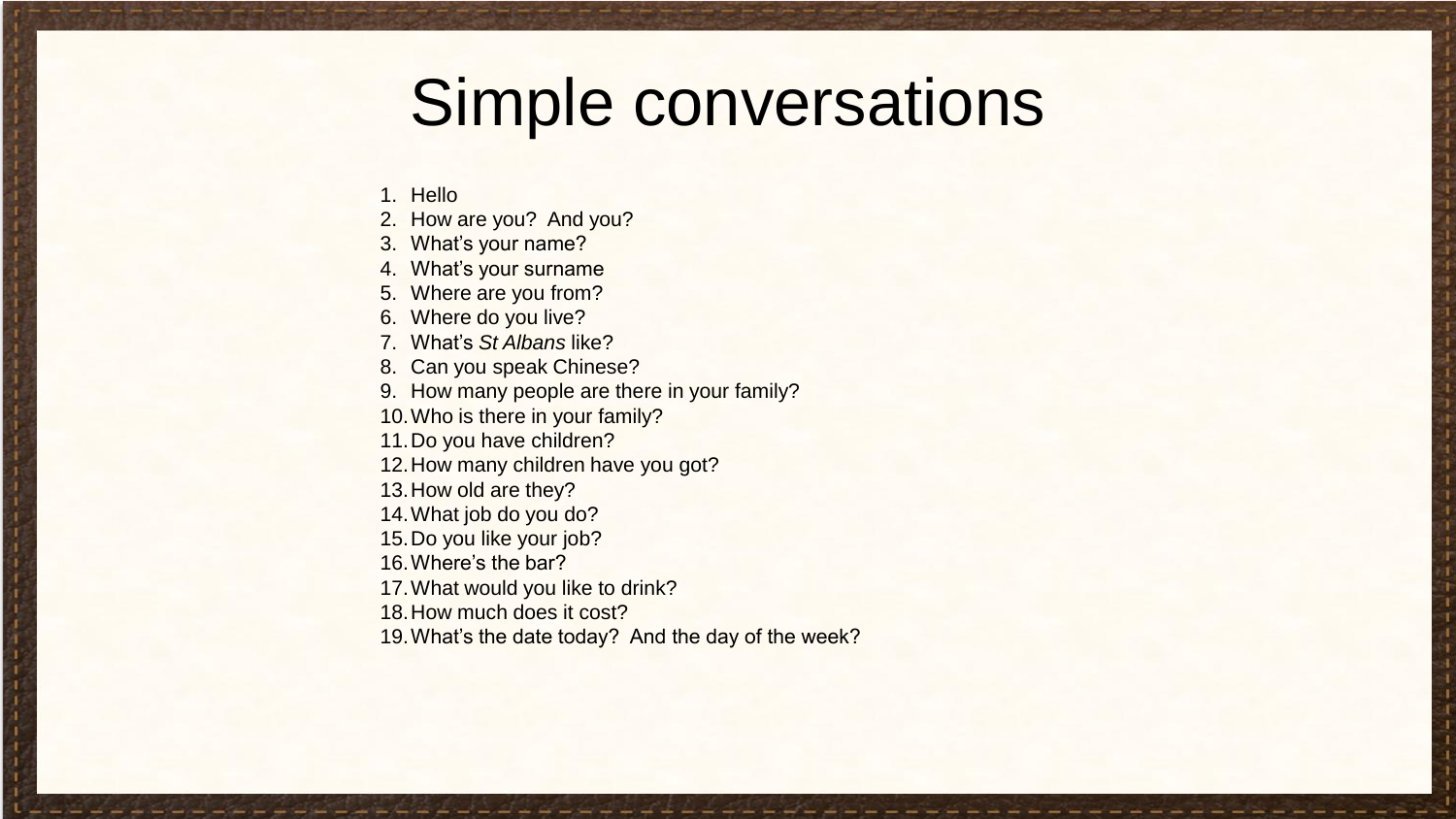# Simple conversations

1. Hello
2. How are you?  And you?
3. What's your name?
4. What's your surname
5. Where are you from?
6. Where do you live?
7. What's *St Albans* like?
8. Can you speak Chinese?
9. How many people are there in your family?
10. Who is there in your family?
11. Do you have children?
12. How many children have you got?
13. How old are they?
14. What job do you do?
15. Do you like your job?
16. Where's the bar?
17. What would you like to drink?
18. How much does it cost?
19. What's the date today?  And the day of the week?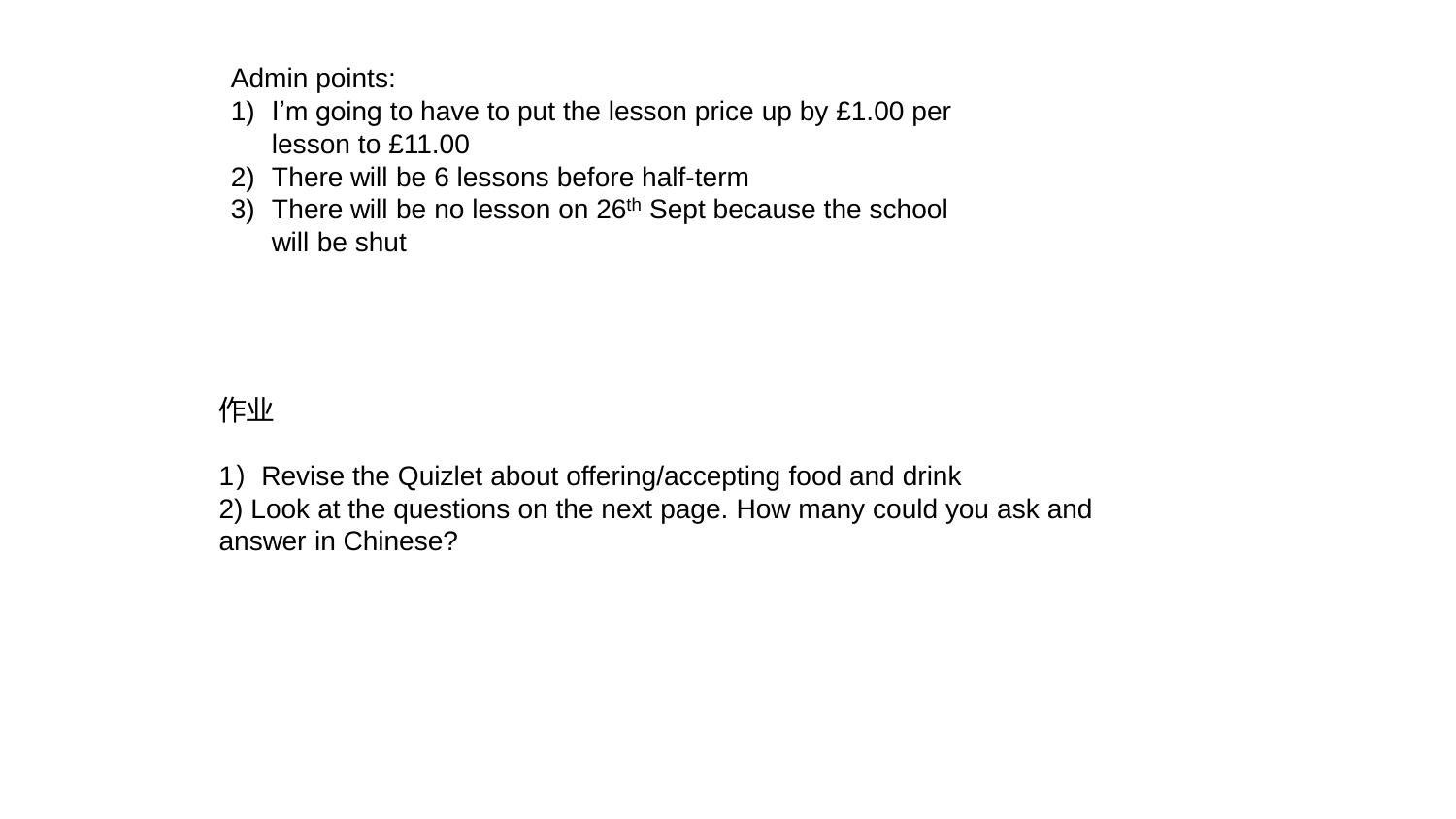Admin points:

1) I'm going to have to put the lesson price up by £1.00 per lesson to £11.00
2) There will be 6 lessons before half-term
3) There will be no lesson on 26th Sept because the school will be shut

作业

1）Revise the Quizlet about offering/accepting food and drink

2) Look at the questions on the next page. How many could you ask and answer in Chinese?